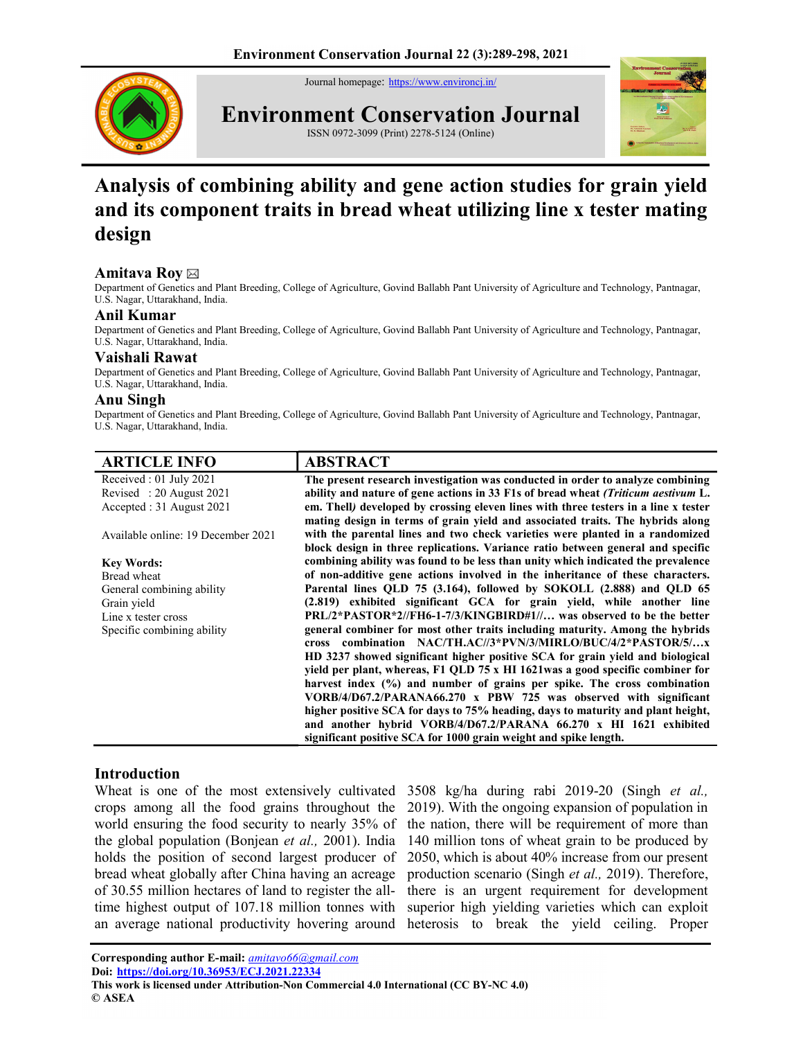Journal homepage: https://www.environcj.in/

# Environment Conservation Journal

ISSN 0972-3099 (Print) 2278-5124 (Online)

# Analysis of combining ability and gene action studies for grain yield and its component traits in bread wheat utilizing line x tester mating design

**Amitava Roy** ✉

Department of Genetics and Plant Breeding, College of Agriculture, Govind Ballabh Pant University of Agriculture and Technology, Pantnagar, U.S. Nagar, Uttarakhand, India.

**Anil Kumar**

Department of Genetics and Plant Breeding, College of Agriculture, Govind Ballabh Pant University of Agriculture and Technology, Pantnagar, U.S. Nagar, Uttarakhand, India.

**Vaishali Rawat**

Department of Genetics and Plant Breeding, College of Agriculture, Govind Ballabh Pant University of Agriculture and Technology, Pantnagar, U.S. Nagar, Uttarakhand, India.

**Anu Singh**

Department of Genetics and Plant Breeding, College of Agriculture, Govind Ballabh Pant University of Agriculture and Technology, Pantnagar, U.S. Nagar, Uttarakhand, India.

## ARTICLE INFO

Received : 01 July 2021
Revised : 20 August 2021
Accepted : 31 August 2021

Available online: 19 December 2021

**Key Words:**
Bread wheat
General combining ability
Grain yield
Line x tester cross
Specific combining ability

## ABSTRACT

**The present research investigation was conducted in order to analyze combining ability and nature of gene actions in 33 F1s of bread wheat *(Triticum aestivum* L. em. Thell*)* developed by crossing eleven lines with three testers in a line x tester mating design in terms of grain yield and associated traits. The hybrids along with the parental lines and two check varieties were planted in a randomized block design in three replications. Variance ratio between general and specific combining ability was found to be less than unity which indicated the prevalence of non-additive gene actions involved in the inheritance of these characters. Parental lines QLD 75 (3.164), followed by SOKOLL (2.888) and QLD 65 (2.819) exhibited significant GCA for grain yield, while another line PRL/2\*PASTOR\*2//FH6-1-7/3/KINGBIRD#1//… was observed to be the better general combiner for most other traits including maturity. Among the hybrids cross combination NAC/TH.AC//3\*PVN/3/MIRLO/BUC/4/2\*PASTOR/5/…x HD 3237 showed significant higher positive SCA for grain yield and biological yield per plant, whereas, F1 QLD 75 x HI 1621was a good specific combiner for harvest index (%) and number of grains per spike. The cross combination VORB/4/D67.2/PARANA66.270 x PBW 725 was observed with significant higher positive SCA for days to 75% heading, days to maturity and plant height, and another hybrid VORB/4/D67.2/PARANA 66.270 x HI 1621 exhibited significant positive SCA for 1000 grain weight and spike length.**

## Introduction

Wheat is one of the most extensively cultivated crops among all the food grains throughout the world ensuring the food security to nearly 35% of the global population (Bonjean *et al.,* 2001). India holds the position of second largest producer of bread wheat globally after China having an acreage of 30.55 million hectares of land to register the all-time highest output of 107.18 million tonnes with an average national productivity hovering around 3508 kg/ha during rabi 2019-20 (Singh *et al.,* 2019). With the ongoing expansion of population in the nation, there will be requirement of more than 140 million tons of wheat grain to be produced by 2050, which is about 40% increase from our present production scenario (Singh *et al.,* 2019). Therefore, there is an urgent requirement for development superior high yielding varieties which can exploit heterosis to break the yield ceiling. Proper

**Corresponding author E-mail:** *amitavo66@gmail.com*
**Doi:** https://doi.org/10.36953/ECJ.2021.22334
**This work is licensed under Attribution-Non Commercial 4.0 International (CC BY-NC 4.0)**
**© ASEA**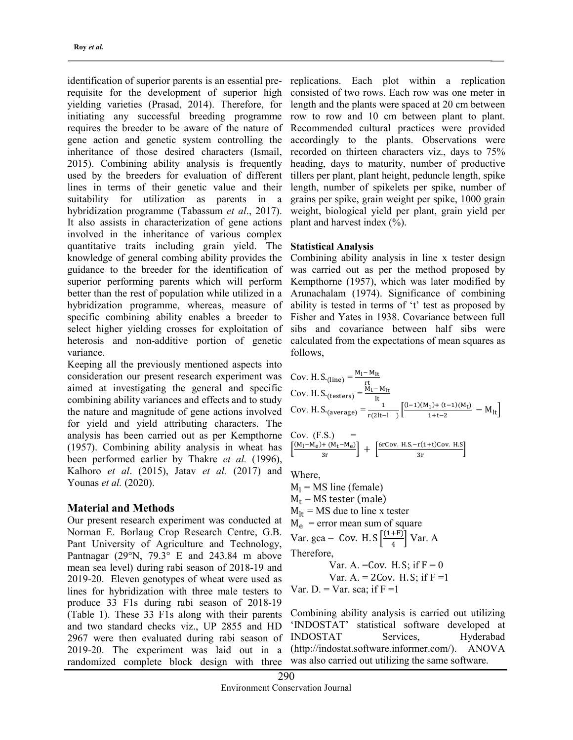identification of superior parents is an essential pre-requisite for the development of superior high yielding varieties (Prasad, 2014). Therefore, for initiating any successful breeding programme requires the breeder to be aware of the nature of gene action and genetic system controlling the inheritance of those desired characters (Ismail, 2015). Combining ability analysis is frequently used by the breeders for evaluation of different lines in terms of their genetic value and their suitability for utilization as parents in a hybridization programme (Tabassum *et al*., 2017). It also assists in characterization of gene actions involved in the inheritance of various complex quantitative traits including grain yield. The knowledge of general combing ability provides the guidance to the breeder for the identification of superior performing parents which will perform better than the rest of population while utilized in a hybridization programme, whereas, measure of specific combining ability enables a breeder to select higher yielding crosses for exploitation of heterosis and non-additive portion of genetic variance.

Keeping all the previously mentioned aspects into consideration our present research experiment was aimed at investigating the general and specific combining ability variances and effects and to study the nature and magnitude of gene actions involved for yield and yield attributing characters. The analysis has been carried out as per Kempthorne (1957). Combining ability analysis in wheat has been performed earlier by Thakre *et al.* (1996), Kalhoro *et al*. (2015), Jatav *et al.* (2017) and Younas *et al.* (2020).

## Material and Methods

Our present research experiment was conducted at Norman E. Borlaug Crop Research Centre, G.B. Pant University of Agriculture and Technology, Pantnagar (29°N, 79.3° E and 243.84 m above mean sea level) during rabi season of 2018-19 and 2019-20. Eleven genotypes of wheat were used as lines for hybridization with three male testers to produce 33 F1s during rabi season of 2018-19 (Table 1). These 33 F1s along with their parents and two standard checks viz., UP 2855 and HD 2967 were then evaluated during rabi season of 2019-20. The experiment was laid out in a randomized complete block design with three replications. Each plot within a replication consisted of two rows. Each row was one meter in length and the plants were spaced at 20 cm between row to row and 10 cm between plant to plant. Recommended cultural practices were provided accordingly to the plants. Observations were recorded on thirteen characters viz., days to 75% heading, days to maturity, number of productive tillers per plant, plant height, peduncle length, spike length, number of spikelets per spike, number of grains per spike, grain weight per spike, 1000 grain weight, biological yield per plant, grain yield per plant and harvest index (%).

### Statistical Analysis

Combining ability analysis in line x tester design was carried out as per the method proposed by Kempthorne (1957), which was later modified by Arunachalam (1974). Significance of combining ability is tested in terms of 't' test as proposed by Fisher and Yates in 1938. Covariance between full sibs and covariance between half sibs were calculated from the expectations of mean squares as follows,

$$\text{Cov. H.S.}_{(\text{line})} = \frac{M_l - M_{lt}}{rt}$$

$$\text{Cov. H.S.}_{(\text{testers})} = \frac{M_t - M_{lt}}{lt}$$

$$\text{Cov. H.S.}_{(\text{average})} = \frac{1}{r(2lt-l\ \ )}\left[\frac{(l-1)(M_l) + (t-1)(M_t)}{l+t-2} - M_{lt}\right]$$

$$\text{Cov. (F.S.)} = \left[\frac{(M_l - M_e) + (M_t - M_e)}{3r}\right] + \left[\frac{6r\text{Cov. H.S.} - r(l+t)\text{Cov. H.S}}{3r}\right]$$

Where,

$M_l$ = MS line (female)

$M_t$ = MS tester (male)

$M_{lt}$ = MS due to line x tester

$M_e$ = error mean sum of square

$\text{Var. gca} = \text{Cov. H.S}\left[\frac{(1+F)}{4}\right]\text{Var. A}$

Therefore,

Var. A. = Cov. H.S; if F = 0

Var. A. = 2Cov. H.S; if F = 1

Var. D. = Var. sca; if F = 1

Combining ability analysis is carried out utilizing 'INDOSTAT' statistical software developed at INDOSTAT Services, Hyderabad (http://indostat.software.informer.com/). ANOVA was also carried out utilizing the same software.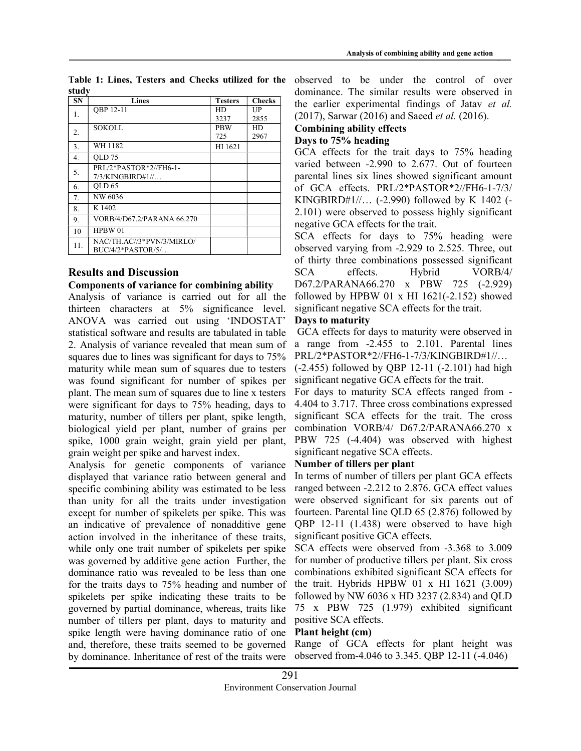**Table 1: Lines, Testers and Checks utilized for the study**

| SN | Lines | Testers | Checks |
|---|---|---|---|
| 1. | QBP 12-11 | HD 3237 | UP 2855 |
| 2. | SOKOLL | PBW 725 | HD 2967 |
| 3. | WH 1182 | HI 1621 | |
| 4. | QLD 75 | | |
| 5. | PRL/2*PASTOR*2//FH6-1-7/3/KINGBIRD#1//… | | |
| 6. | QLD 65 | | |
| 7. | NW 6036 | | |
| 8. | K 1402 | | |
| 9. | VORB/4/D67.2/PARANA 66.270 | | |
| 10 | HPBW 01 | | |
| 11. | NAC/TH.AC//3*PVN/3/MIRLO/BUC/4/2*PASTOR/5/… | | |

## Results and Discussion

### Components of variance for combining ability

Analysis of variance is carried out for all the thirteen characters at 5% significance level. ANOVA was carried out using 'INDOSTAT' statistical software and results are tabulated in table 2. Analysis of variance revealed that mean sum of squares due to lines was significant for days to 75% maturity while mean sum of squares due to testers was found significant for number of spikes per plant. The mean sum of squares due to line x testers were significant for days to 75% heading, days to maturity, number of tillers per plant, spike length, biological yield per plant, number of grains per spike, 1000 grain weight, grain yield per plant, grain weight per spike and harvest index.

Analysis for genetic components of variance displayed that variance ratio between general and specific combining ability was estimated to be less than unity for all the traits under investigation except for number of spikelets per spike. This was an indicative of prevalence of nonadditive gene action involved in the inheritance of these traits, while only one trait number of spikelets per spike was governed by additive gene action Further, the dominance ratio was revealed to be less than one for the traits days to 75% heading and number of spikelets per spike indicating these traits to be governed by partial dominance, whereas, traits like number of tillers per plant, days to maturity and spike length were having dominance ratio of one and, therefore, these traits seemed to be governed by dominance. Inheritance of rest of the traits were observed to be under the control of over dominance. The similar results were observed in the earlier experimental findings of Jatav *et al.* (2017), Sarwar (2016) and Saeed *et al.* (2016).

### Combining ability effects

#### Days to 75% heading

GCA effects for the trait days to 75% heading varied between -2.990 to 2.677. Out of fourteen parental lines six lines showed significant amount of GCA effects. PRL/2*PASTOR*2//FH6-1-7/3/KINGBIRD#1//… (-2.990) followed by K 1402 (-2.101) were observed to possess highly significant negative GCA effects for the trait.

SCA effects for days to 75% heading were observed varying from -2.929 to 2.525. Three, out of thirty three combinations possessed significant SCA effects. Hybrid VORB/4/D67.2/PARANA66.270 x PBW 725 (-2.929) followed by HPBW 01 x HI 1621(-2.152) showed significant negative SCA effects for the trait.

#### Days to maturity

GCA effects for days to maturity were observed in a range from -2.455 to 2.101. Parental lines PRL/2*PASTOR*2//FH6-1-7/3/KINGBIRD#1//… (-2.455) followed by QBP 12-11 (-2.101) had high significant negative GCA effects for the trait.

For days to maturity SCA effects ranged from -4.404 to 3.717. Three cross combinations expressed significant SCA effects for the trait. The cross combination VORB/4/ D67.2/PARANA66.270 x PBW 725 (-4.404) was observed with highest significant negative SCA effects.

#### Number of tillers per plant

In terms of number of tillers per plant GCA effects ranged between -2.212 to 2.876. GCA effect values were observed significant for six parents out of fourteen. Parental line QLD 65 (2.876) followed by QBP 12-11 (1.438) were observed to have high significant positive GCA effects.

SCA effects were observed from -3.368 to 3.009 for number of productive tillers per plant. Six cross combinations exhibited significant SCA effects for the trait. Hybrids HPBW 01 x HI 1621 (3.009) followed by NW 6036 x HD 3237 (2.834) and QLD 75 x PBW 725 (1.979) exhibited significant positive SCA effects.

#### Plant height (cm)

Range of GCA effects for plant height was observed from-4.046 to 3.345. QBP 12-11 (-4.046)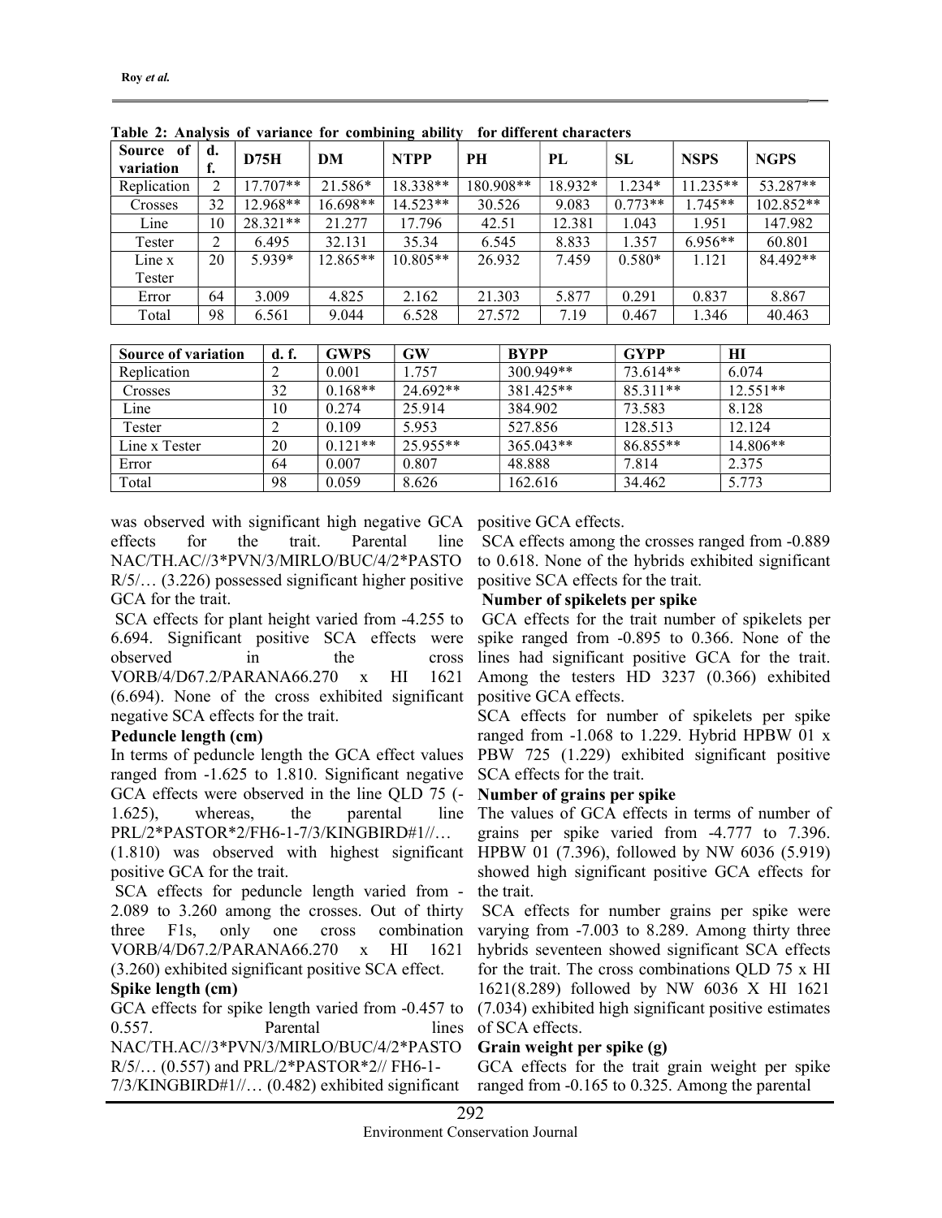**Table 2: Analysis of variance for combining ability for different characters**

| Source of variation | d. f. | D75H | DM | NTPP | PH | PL | SL | NSPS | NGPS |
|---|---|---|---|---|---|---|---|---|---|
| Replication | 2 | 17.707** | 21.586* | 18.338** | 180.908** | 18.932* | 1.234* | 11.235** | 53.287** |
| Crosses | 32 | 12.968** | 16.698** | 14.523** | 30.526 | 9.083 | 0.773** | 1.745** | 102.852** |
| Line | 10 | 28.321** | 21.277 | 17.796 | 42.51 | 12.381 | 1.043 | 1.951 | 147.982 |
| Tester | 2 | 6.495 | 32.131 | 35.34 | 6.545 | 8.833 | 1.357 | 6.956** | 60.801 |
| Line x Tester | 20 | 5.939* | 12.865** | 10.805** | 26.932 | 7.459 | 0.580* | 1.121 | 84.492** |
| Error | 64 | 3.009 | 4.825 | 2.162 | 21.303 | 5.877 | 0.291 | 0.837 | 8.867 |
| Total | 98 | 6.561 | 9.044 | 6.528 | 27.572 | 7.19 | 0.467 | 1.346 | 40.463 |

| Source of variation | d. f. | GWPS | GW | BYPP | GYPP | HI |
|---|---|---|---|---|---|---|
| Replication | 2 | 0.001 | 1.757 | 300.949** | 73.614** | 6.074 |
| Crosses | 32 | 0.168** | 24.692** | 381.425** | 85.311** | 12.551** |
| Line | 10 | 0.274 | 25.914 | 384.902 | 73.583 | 8.128 |
| Tester | 2 | 0.109 | 5.953 | 527.856 | 128.513 | 12.124 |
| Line x Tester | 20 | 0.121** | 25.955** | 365.043** | 86.855** | 14.806** |
| Error | 64 | 0.007 | 0.807 | 48.888 | 7.814 | 2.375 |
| Total | 98 | 0.059 | 8.626 | 162.616 | 34.462 | 5.773 |

was observed with significant high negative GCA effects for the trait. Parental line NAC/TH.AC//3*PVN/3/MIRLO/BUC/4/2*PASTOR/5/… (3.226) possessed significant higher positive GCA for the trait.

SCA effects for plant height varied from -4.255 to 6.694. Significant positive SCA effects were observed in the cross VORB/4/D67.2/PARANA66.270 x HI 1621 (6.694). None of the cross exhibited significant negative SCA effects for the trait.

**Peduncle length (cm)**

In terms of peduncle length the GCA effect values ranged from -1.625 to 1.810. Significant negative GCA effects were observed in the line QLD 75 (-1.625), whereas, the parental line PRL/2*PASTOR*2/FH6-1-7/3/KINGBIRD#1//… (1.810) was observed with highest significant positive GCA for the trait.

SCA effects for peduncle length varied from -2.089 to 3.260 among the crosses. Out of thirty three F1s, only one cross combination VORB/4/D67.2/PARANA66.270 x HI 1621 (3.260) exhibited significant positive SCA effect.

**Spike length (cm)**

GCA effects for spike length varied from -0.457 to 0.557. Parental lines NAC/TH.AC//3*PVN/3/MIRLO/BUC/4/2*PASTOR/5/… (0.557) and PRL/2*PASTOR*2// FH6-1-7/3/KINGBIRD#1//… (0.482) exhibited significant positive GCA effects.

SCA effects among the crosses ranged from -0.889 to 0.618. None of the hybrids exhibited significant positive SCA effects for the trait.

**Number of spikelets per spike**

GCA effects for the trait number of spikelets per spike ranged from -0.895 to 0.366. None of the lines had significant positive GCA for the trait. Among the testers HD 3237 (0.366) exhibited positive GCA effects.

SCA effects for number of spikelets per spike ranged from -1.068 to 1.229. Hybrid HPBW 01 x PBW 725 (1.229) exhibited significant positive SCA effects for the trait.

**Number of grains per spike**

The values of GCA effects in terms of number of grains per spike varied from -4.777 to 7.396. HPBW 01 (7.396), followed by NW 6036 (5.919) showed high significant positive GCA effects for the trait.

SCA effects for number grains per spike were varying from -7.003 to 8.289. Among thirty three hybrids seventeen showed significant SCA effects for the trait. The cross combinations QLD 75 x HI 1621(8.289) followed by NW 6036 X HI 1621 (7.034) exhibited high significant positive estimates of SCA effects.

**Grain weight per spike (g)**

GCA effects for the trait grain weight per spike ranged from -0.165 to 0.325. Among the parental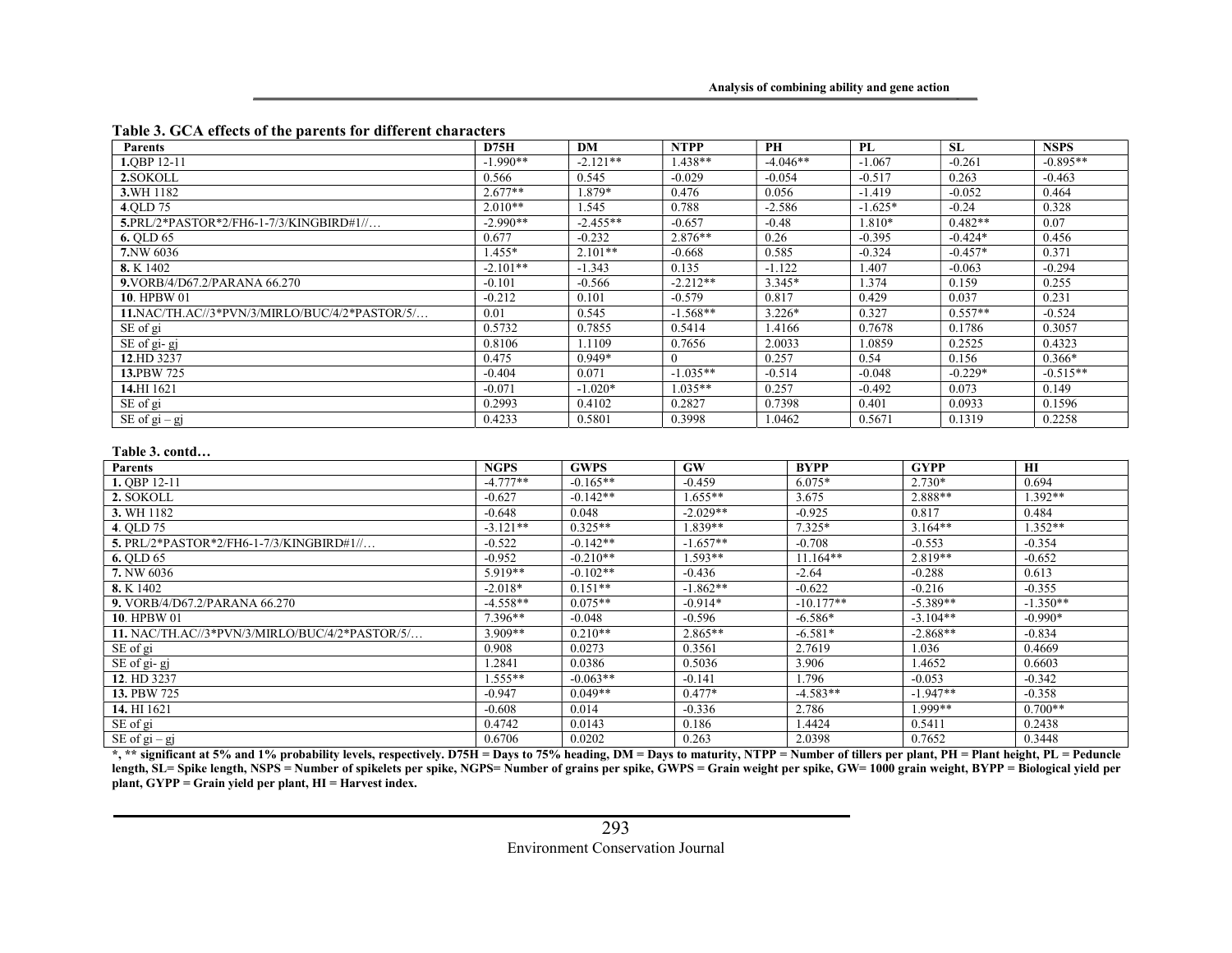**Table 3. GCA effects of the parents for different characters**

| Parents | D75H | DM | NTPP | PH | PL | SL | NSPS |
|---|---|---|---|---|---|---|---|
| **1.**QBP 12-11 | -1.990** | -2.121** | 1.438** | -4.046** | -1.067 | -0.261 | -0.895** |
| **2.**SOKOLL | 0.566 | 0.545 | -0.029 | -0.054 | -0.517 | 0.263 | -0.463 |
| **3.**WH 1182 | 2.677** | 1.879* | 0.476 | 0.056 | -1.419 | -0.052 | 0.464 |
| **4.**QLD 75 | 2.010** | 1.545 | 0.788 | -2.586 | -1.625* | -0.24 | 0.328 |
| **5.**PRL/2*PASTOR*2/FH6-1-7/3/KINGBIRD#1//… | -2.990** | -2.455** | -0.657 | -0.48 | 1.810* | 0.482** | 0.07 |
| **6.** QLD 65 | 0.677 | -0.232 | 2.876** | 0.26 | -0.395 | -0.424* | 0.456 |
| **7.**NW 6036 | 1.455* | 2.101** | -0.668 | 0.585 | -0.324 | -0.457* | 0.371 |
| **8.** K 1402 | -2.101** | -1.343 | 0.135 | -1.122 | 1.407 | -0.063 | -0.294 |
| **9.**VORB/4/D67.2/PARANA 66.270 | -0.101 | -0.566 | -2.212** | 3.345* | 1.374 | 0.159 | 0.255 |
| **10**. HPBW 01 | -0.212 | 0.101 | -0.579 | 0.817 | 0.429 | 0.037 | 0.231 |
| **11.**NAC/TH.AC//3*PVN/3/MIRLO/BUC/4/2*PASTOR/5/… | 0.01 | 0.545 | -1.568** | 3.226* | 0.327 | 0.557** | -0.524 |
| SE of gi | 0.5732 | 0.7855 | 0.5414 | 1.4166 | 0.7678 | 0.1786 | 0.3057 |
| SE of gi- gj | 0.8106 | 1.1109 | 0.7656 | 2.0033 | 1.0859 | 0.2525 | 0.4323 |
| **12.**HD 3237 | 0.475 | 0.949* | 0 | 0.257 | 0.54 | 0.156 | 0.366* |
| **13.**PBW 725 | -0.404 | 0.071 | -1.035** | -0.514 | -0.048 | -0.229* | -0.515** |
| **14.**HI 1621 | -0.071 | -1.020* | 1.035** | 0.257 | -0.492 | 0.073 | 0.149 |
| SE of gi | 0.2993 | 0.4102 | 0.2827 | 0.7398 | 0.401 | 0.0933 | 0.1596 |
| SE of gi – gj | 0.4233 | 0.5801 | 0.3998 | 1.0462 | 0.5671 | 0.1319 | 0.2258 |

**Table 3. contd…**

| Parents | NGPS | GWPS | GW | BYPP | GYPP | HI |
|---|---|---|---|---|---|---|
| **1.** QBP 12-11 | -4.777** | -0.165** | -0.459 | 6.075* | 2.730* | 0.694 |
| **2.** SOKOLL | -0.627 | -0.142** | 1.655** | 3.675 | 2.888** | 1.392** |
| **3.** WH 1182 | -0.648 | 0.048 | -2.029** | -0.925 | 0.817 | 0.484 |
| **4**. QLD 75 | -3.121** | 0.325** | 1.839** | 7.325* | 3.164** | 1.352** |
| **5.** PRL/2*PASTOR*2/FH6-1-7/3/KINGBIRD#1//… | -0.522 | -0.142** | -1.657** | -0.708 | -0.553 | -0.354 |
| **6.** QLD 65 | -0.952 | -0.210** | 1.593** | 11.164** | 2.819** | -0.652 |
| **7.** NW 6036 | 5.919** | -0.102** | -0.436 | -2.64 | -0.288 | 0.613 |
| **8.** K 1402 | -2.018* | 0.151** | -1.862** | -0.622 | -0.216 | -0.355 |
| **9.** VORB/4/D67.2/PARANA 66.270 | -4.558** | 0.075** | -0.914* | -10.177** | -5.389** | -1.350** |
| **10**. HPBW 01 | 7.396** | -0.048 | -0.596 | -6.586* | -3.104** | -0.990* |
| **11.** NAC/TH.AC//3*PVN/3/MIRLO/BUC/4/2*PASTOR/5/… | 3.909** | 0.210** | 2.865** | -6.581* | -2.868** | -0.834 |
| SE of gi | 0.908 | 0.0273 | 0.3561 | 2.7619 | 1.036 | 0.4669 |
| SE of gi- gj | 1.2841 | 0.0386 | 0.5036 | 3.906 | 1.4652 | 0.6603 |
| **12**. HD 3237 | 1.555** | -0.063** | -0.141 | 1.796 | -0.053 | -0.342 |
| **13.** PBW 725 | -0.947 | 0.049** | 0.477* | -4.583** | -1.947** | -0.358 |
| **14.** HI 1621 | -0.608 | 0.014 | -0.336 | 2.786 | 1.999** | 0.700** |
| SE of gi | 0.4742 | 0.0143 | 0.186 | 1.4424 | 0.5411 | 0.2438 |
| SE of gi – gj | 0.6706 | 0.0202 | 0.263 | 2.0398 | 0.7652 | 0.3448 |

***, ** significant at 5% and 1% probability levels, respectively. D75H = Days to 75% heading, DM = Days to maturity, NTPP = Number of tillers per plant, PH = Plant height, PL = Peduncle length, SL= Spike length, NSPS = Number of spikelets per spike, NGPS= Number of grains per spike, GWPS = Grain weight per spike, GW= 1000 grain weight, BYPP = Biological yield per plant, GYPP = Grain yield per plant, HI = Harvest index.**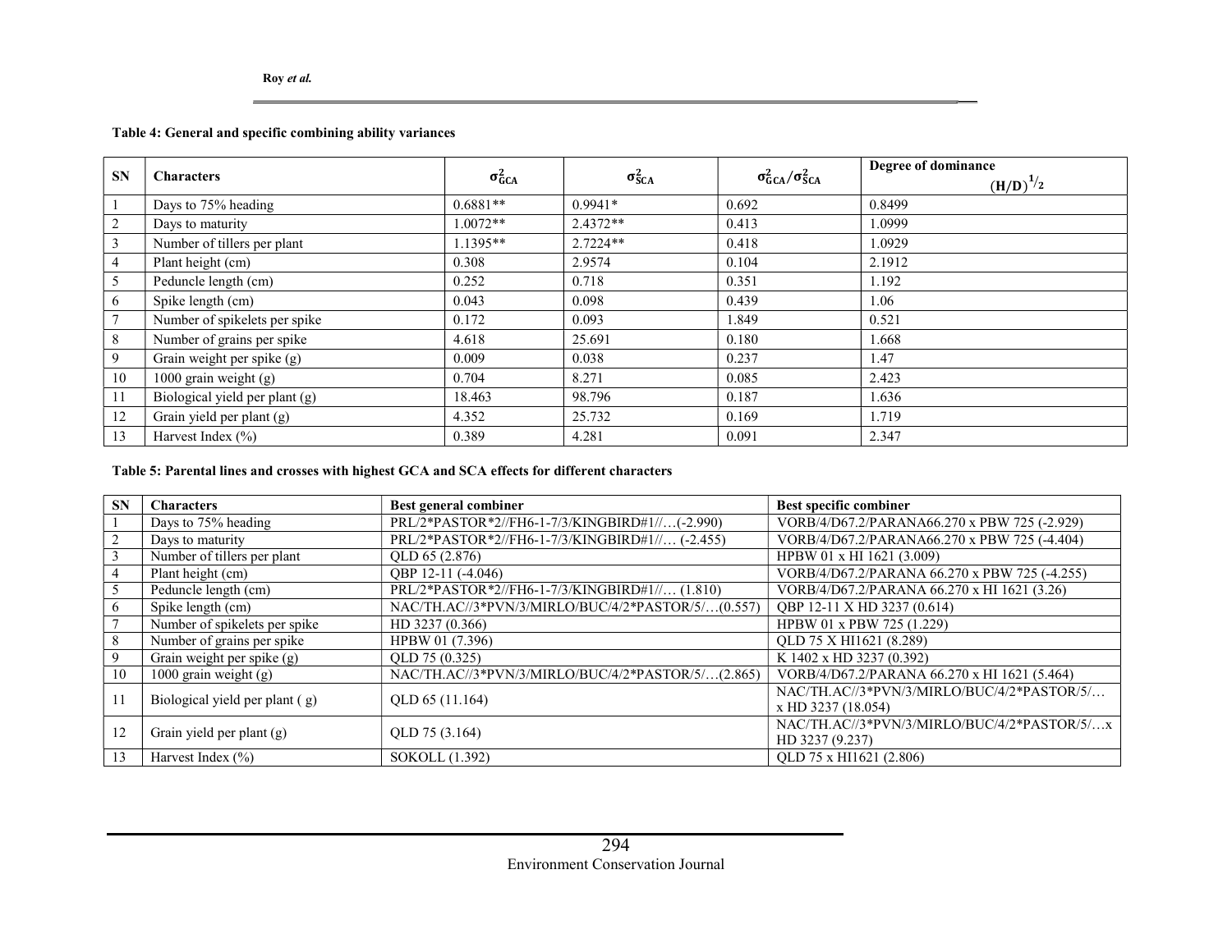**Table 4: General and specific combining ability variances**

| SN | Characters | $\sigma^2_{GCA}$ | $\sigma^2_{SCA}$ | $\sigma^2_{GCA}/\sigma^2_{SCA}$ | Degree of dominance $(H/D)^{1/2}$ |
|---|---|---|---|---|---|
| 1 | Days to 75% heading | 0.6881** | 0.9941* | 0.692 | 0.8499 |
| 2 | Days to maturity | 1.0072** | 2.4372** | 0.413 | 1.0999 |
| 3 | Number of tillers per plant | 1.1395** | 2.7224** | 0.418 | 1.0929 |
| 4 | Plant height (cm) | 0.308 | 2.9574 | 0.104 | 2.1912 |
| 5 | Peduncle length (cm) | 0.252 | 0.718 | 0.351 | 1.192 |
| 6 | Spike length (cm) | 0.043 | 0.098 | 0.439 | 1.06 |
| 7 | Number of spikelets per spike | 0.172 | 0.093 | 1.849 | 0.521 |
| 8 | Number of grains per spike | 4.618 | 25.691 | 0.180 | 1.668 |
| 9 | Grain weight per spike (g) | 0.009 | 0.038 | 0.237 | 1.47 |
| 10 | 1000 grain weight (g) | 0.704 | 8.271 | 0.085 | 2.423 |
| 11 | Biological yield per plant (g) | 18.463 | 98.796 | 0.187 | 1.636 |
| 12 | Grain yield per plant (g) | 4.352 | 25.732 | 0.169 | 1.719 |
| 13 | Harvest Index (%) | 0.389 | 4.281 | 0.091 | 2.347 |

**Table 5: Parental lines and crosses with highest GCA and SCA effects for different characters**

| SN | Characters | Best general combiner | Best specific combiner |
|---|---|---|---|
| 1 | Days to 75% heading | PRL/2*PASTOR*2//FH6-1-7/3/KINGBIRD#1//…(-2.990) | VORB/4/D67.2/PARANA66.270 x PBW 725 (-2.929) |
| 2 | Days to maturity | PRL/2*PASTOR*2//FH6-1-7/3/KINGBIRD#1//… (-2.455) | VORB/4/D67.2/PARANA66.270 x PBW 725 (-4.404) |
| 3 | Number of tillers per plant | QLD 65 (2.876) | HPBW 01 x HI 1621 (3.009) |
| 4 | Plant height (cm) | QBP 12-11 (-4.046) | VORB/4/D67.2/PARANA 66.270 x PBW 725 (-4.255) |
| 5 | Peduncle length (cm) | PRL/2*PASTOR*2//FH6-1-7/3/KINGBIRD#1//… (1.810) | VORB/4/D67.2/PARANA 66.270 x HI 1621 (3.26) |
| 6 | Spike length (cm) | NAC/TH.AC//3*PVN/3/MIRLO/BUC/4/2*PASTOR/5/…(0.557) | QBP 12-11 X HD 3237 (0.614) |
| 7 | Number of spikelets per spike | HD 3237 (0.366) | HPBW 01 x PBW 725 (1.229) |
| 8 | Number of grains per spike | HPBW 01 (7.396) | QLD 75 X HI1621 (8.289) |
| 9 | Grain weight per spike (g) | QLD 75 (0.325) | K 1402 x HD 3237 (0.392) |
| 10 | 1000 grain weight (g) | NAC/TH.AC//3*PVN/3/MIRLO/BUC/4/2*PASTOR/5/…(2.865) | VORB/4/D67.2/PARANA 66.270 x HI 1621 (5.464) |
| 11 | Biological yield per plant ( g) | QLD 65 (11.164) | NAC/TH.AC//3*PVN/3/MIRLO/BUC/4/2*PASTOR/5/… x HD 3237 (18.054) |
| 12 | Grain yield per plant (g) | QLD 75 (3.164) | NAC/TH.AC//3*PVN/3/MIRLO/BUC/4/2*PASTOR/5/…x HD 3237 (9.237) |
| 13 | Harvest Index (%) | SOKOLL (1.392) | QLD 75 x HI1621 (2.806) |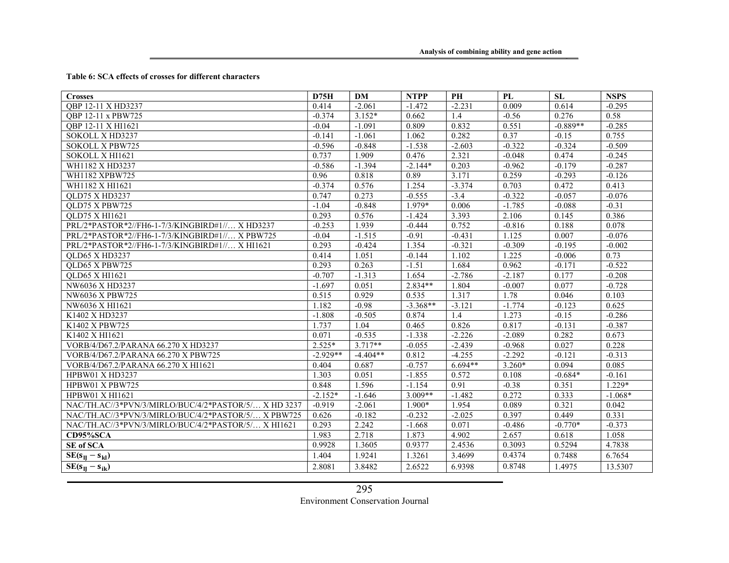**Table 6: SCA effects of crosses for different characters**

| Crosses | D75H | DM | NTPP | PH | PL | SL | NSPS |
|---|---|---|---|---|---|---|---|
| QBP 12-11 X HD3237 | 0.414 | -2.061 | -1.472 | -2.231 | 0.009 | 0.614 | -0.295 |
| QBP 12-11 x PBW725 | -0.374 | 3.152* | 0.662 | 1.4 | -0.56 | 0.276 | 0.58 |
| QBP 12-11 X HI1621 | -0.04 | -1.091 | 0.809 | 0.832 | 0.551 | -0.889** | -0.285 |
| SOKOLL X HD3237 | -0.141 | -1.061 | 1.062 | 0.282 | 0.37 | -0.15 | 0.755 |
| SOKOLL X PBW725 | -0.596 | -0.848 | -1.538 | -2.603 | -0.322 | -0.324 | -0.509 |
| SOKOLL X HI1621 | 0.737 | 1.909 | 0.476 | 2.321 | -0.048 | 0.474 | -0.245 |
| WH1182 X HD3237 | -0.586 | -1.394 | -2.144* | 0.203 | -0.962 | -0.179 | -0.287 |
| WH1182 XPBW725 | 0.96 | 0.818 | 0.89 | 3.171 | 0.259 | -0.293 | -0.126 |
| WH1182 X HI1621 | -0.374 | 0.576 | 1.254 | -3.374 | 0.703 | 0.472 | 0.413 |
| QLD75 X HD3237 | 0.747 | 0.273 | -0.555 | -3.4 | -0.322 | -0.057 | -0.076 |
| QLD75 X PBW725 | -1.04 | -0.848 | 1.979* | 0.006 | -1.785 | -0.088 | -0.31 |
| QLD75 X HI1621 | 0.293 | 0.576 | -1.424 | 3.393 | 2.106 | 0.145 | 0.386 |
| PRL/2*PASTOR*2//FH6-1-7/3/KINGBIRD#1//… X HD3237 | -0.253 | 1.939 | -0.444 | 0.752 | -0.816 | 0.188 | 0.078 |
| PRL/2*PASTOR*2//FH6-1-7/3/KINGBIRD#1//… X PBW725 | -0.04 | -1.515 | -0.91 | -0.431 | 1.125 | 0.007 | -0.076 |
| PRL/2*PASTOR*2//FH6-1-7/3/KINGBIRD#1//… X HI1621 | 0.293 | -0.424 | 1.354 | -0.321 | -0.309 | -0.195 | -0.002 |
| QLD65 X HD3237 | 0.414 | 1.051 | -0.144 | 1.102 | 1.225 | -0.006 | 0.73 |
| QLD65 X PBW725 | 0.293 | 0.263 | -1.51 | 1.684 | 0.962 | -0.171 | -0.522 |
| QLD65 X HI1621 | -0.707 | -1.313 | 1.654 | -2.786 | -2.187 | 0.177 | -0.208 |
| NW6036 X HD3237 | -1.697 | 0.051 | 2.834** | 1.804 | -0.007 | 0.077 | -0.728 |
| NW6036 X PBW725 | 0.515 | 0.929 | 0.535 | 1.317 | 1.78 | 0.046 | 0.103 |
| NW6036 X HI1621 | 1.182 | -0.98 | -3.368** | -3.121 | -1.774 | -0.123 | 0.625 |
| K1402 X HD3237 | -1.808 | -0.505 | 0.874 | 1.4 | 1.273 | -0.15 | -0.286 |
| K1402 X PBW725 | 1.737 | 1.04 | 0.465 | 0.826 | 0.817 | -0.131 | -0.387 |
| K1402 X HI1621 | 0.071 | -0.535 | -1.338 | -2.226 | -2.089 | 0.282 | 0.673 |
| VORB/4/D67.2/PARANA 66.270 X HD3237 | 2.525* | 3.717** | -0.055 | -2.439 | -0.968 | 0.027 | 0.228 |
| VORB/4/D67.2/PARANA 66.270 X PBW725 | -2.929** | -4.404** | 0.812 | -4.255 | -2.292 | -0.121 | -0.313 |
| VORB/4/D67.2/PARANA 66.270 X HI1621 | 0.404 | 0.687 | -0.757 | 6.694** | 3.260* | 0.094 | 0.085 |
| HPBW01 X HD3237 | 1.303 | 0.051 | -1.855 | 0.572 | 0.108 | -0.684* | -0.161 |
| HPBW01 X PBW725 | 0.848 | 1.596 | -1.154 | 0.91 | -0.38 | 0.351 | 1.229* |
| HPBW01 X HI1621 | -2.152* | -1.646 | 3.009** | -1.482 | 0.272 | 0.333 | -1.068* |
| NAC/TH.AC//3*PVN/3/MIRLO/BUC/4/2*PASTOR/5/… X HD 3237 | -0.919 | -2.061 | 1.900* | 1.954 | 0.089 | 0.321 | 0.042 |
| NAC/TH.AC//3*PVN/3/MIRLO/BUC/4/2*PASTOR/5/… X PBW725 | 0.626 | -0.182 | -0.232 | -2.025 | 0.397 | 0.449 | 0.331 |
| NAC/TH.AC//3*PVN/3/MIRLO/BUC/4/2*PASTOR/5/… X HI1621 | 0.293 | 2.242 | -1.668 | 0.071 | -0.486 | -0.770* | -0.373 |
| **CD95%SCA** | 1.983 | 2.718 | 1.873 | 4.902 | 2.657 | 0.618 | 1.058 |
| **SE of SCA** | 0.9928 | 1.3605 | 0.9377 | 2.4536 | 0.3093 | 0.5294 | 4.7838 |
| **$SE(s_{IJ} - s_{kl})$** | 1.404 | 1.9241 | 1.3261 | 3.4699 | 0.4374 | 0.7488 | 6.7654 |
| **$SE(s_{IJ} - s_{ik})$** | 2.8081 | 3.8482 | 2.6522 | 6.9398 | 0.8748 | 1.4975 | 13.5307 |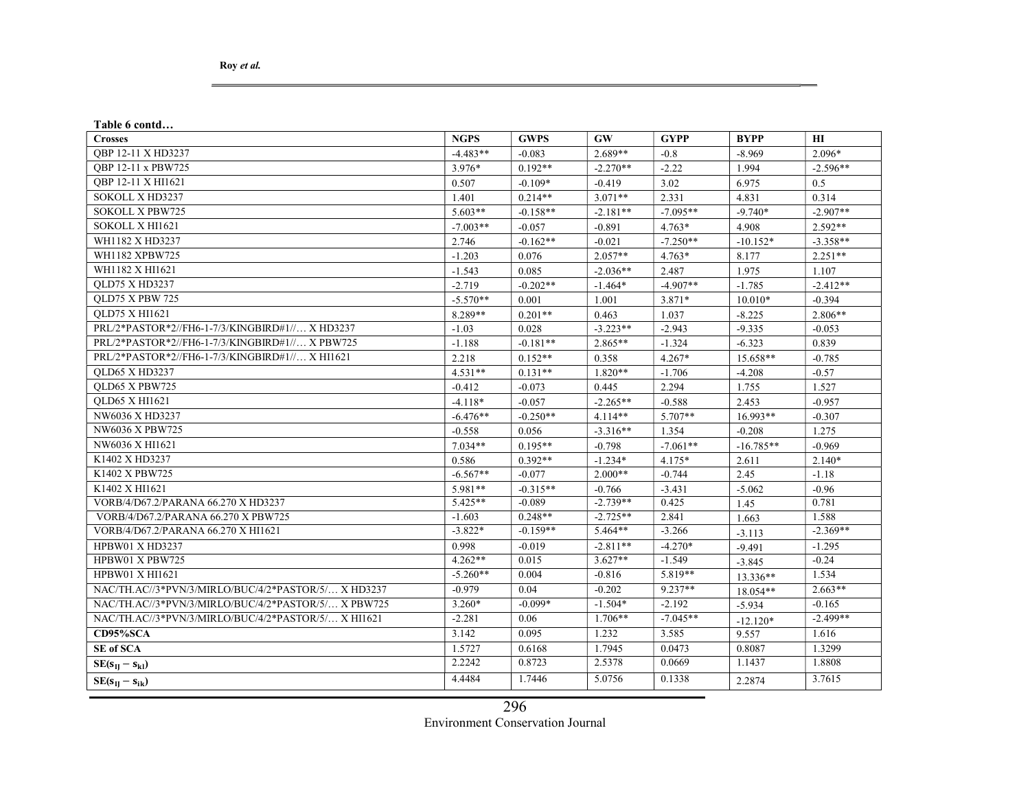**Table 6 contd…**

| Crosses | NGPS | GWPS | GW | GYPP | BYPP | HI |
|---|---|---|---|---|---|---|
| QBP 12-11 X HD3237 | -4.483** | -0.083 | 2.689** | -0.8 | -8.969 | 2.096* |
| QBP 12-11 x PBW725 | 3.976* | 0.192** | -2.270** | -2.22 | 1.994 | -2.596** |
| QBP 12-11 X HI1621 | 0.507 | -0.109* | -0.419 | 3.02 | 6.975 | 0.5 |
| SOKOLL X HD3237 | 1.401 | 0.214** | 3.071** | 2.331 | 4.831 | 0.314 |
| SOKOLL X PBW725 | 5.603** | -0.158** | -2.181** | -7.095** | -9.740* | -2.907** |
| SOKOLL X HI1621 | -7.003** | -0.057 | -0.891 | 4.763* | 4.908 | 2.592** |
| WH1182 X HD3237 | 2.746 | -0.162** | -0.021 | -7.250** | -10.152* | -3.358** |
| WH1182 XPBW725 | -1.203 | 0.076 | 2.057** | 4.763* | 8.177 | 2.251** |
| WH1182 X HI1621 | -1.543 | 0.085 | -2.036** | 2.487 | 1.975 | 1.107 |
| QLD75 X HD3237 | -2.719 | -0.202** | -1.464* | -4.907** | -1.785 | -2.412** |
| QLD75 X PBW 725 | -5.570** | 0.001 | 1.001 | 3.871* | 10.010* | -0.394 |
| QLD75 X HI1621 | 8.289** | 0.201** | 0.463 | 1.037 | -8.225 | 2.806** |
| PRL/2*PASTOR*2//FH6-1-7/3/KINGBIRD#1//… X HD3237 | -1.03 | 0.028 | -3.223** | -2.943 | -9.335 | -0.053 |
| PRL/2*PASTOR*2//FH6-1-7/3/KINGBIRD#1//… X PBW725 | -1.188 | -0.181** | 2.865** | -1.324 | -6.323 | 0.839 |
| PRL/2*PASTOR*2//FH6-1-7/3/KINGBIRD#1//… X HI1621 | 2.218 | 0.152** | 0.358 | 4.267* | 15.658** | -0.785 |
| QLD65 X HD3237 | 4.531** | 0.131** | 1.820** | -1.706 | -4.208 | -0.57 |
| QLD65 X PBW725 | -0.412 | -0.073 | 0.445 | 2.294 | 1.755 | 1.527 |
| QLD65 X HI1621 | -4.118* | -0.057 | -2.265** | -0.588 | 2.453 | -0.957 |
| NW6036 X HD3237 | -6.476** | -0.250** | 4.114** | 5.707** | 16.993** | -0.307 |
| NW6036 X PBW725 | -0.558 | 0.056 | -3.316** | 1.354 | -0.208 | 1.275 |
| NW6036 X HI1621 | 7.034** | 0.195** | -0.798 | -7.061** | -16.785** | -0.969 |
| K1402 X HD3237 | 0.586 | 0.392** | -1.234* | 4.175* | 2.611 | 2.140* |
| K1402 X PBW725 | -6.567** | -0.077 | 2.000** | -0.744 | 2.45 | -1.18 |
| K1402 X HI1621 | 5.981** | -0.315** | -0.766 | -3.431 | -5.062 | -0.96 |
| VORB/4/D67.2/PARANA 66.270 X HD3237 | 5.425** | -0.089 | -2.739** | 0.425 | 1.45 | 0.781 |
| VORB/4/D67.2/PARANA 66.270 X PBW725 | -1.603 | 0.248** | -2.725** | 2.841 | 1.663 | 1.588 |
| VORB/4/D67.2/PARANA 66.270 X HI1621 | -3.822* | -0.159** | 5.464** | -3.266 | -3.113 | -2.369** |
| HPBW01 X HD3237 | 0.998 | -0.019 | -2.811** | -4.270* | -9.491 | -1.295 |
| HPBW01 X PBW725 | 4.262** | 0.015 | 3.627** | -1.549 | -3.845 | -0.24 |
| HPBW01 X HI1621 | -5.260** | 0.004 | -0.816 | 5.819** | 13.336** | 1.534 |
| NAC/TH.AC//3*PVN/3/MIRLO/BUC/4/2*PASTOR/5/… X HD3237 | -0.979 | 0.04 | -0.202 | 9.237** | 18.054** | 2.663** |
| NAC/TH.AC//3*PVN/3/MIRLO/BUC/4/2*PASTOR/5/… X PBW725 | 3.260* | -0.099* | -1.504* | -2.192 | -5.934 | -0.165 |
| NAC/TH.AC//3*PVN/3/MIRLO/BUC/4/2*PASTOR/5/… X HI1621 | -2.281 | 0.06 | 1.706** | -7.045** | -12.120* | -2.499** |
| **CD95%SCA** | 3.142 | 0.095 | 1.232 | 3.585 | 9.557 | 1.616 |
| **SE of SCA** | 1.5727 | 0.6168 | 1.7945 | 0.0473 | 0.8087 | 1.3299 |
| **$SE(s_{IJ} - s_{kl})$** | 2.2242 | 0.8723 | 2.5378 | 0.0669 | 1.1437 | 1.8808 |
| **$SE(s_{IJ} - s_{ik})$** | 4.4484 | 1.7446 | 5.0756 | 0.1338 | 2.2874 | 3.7615 |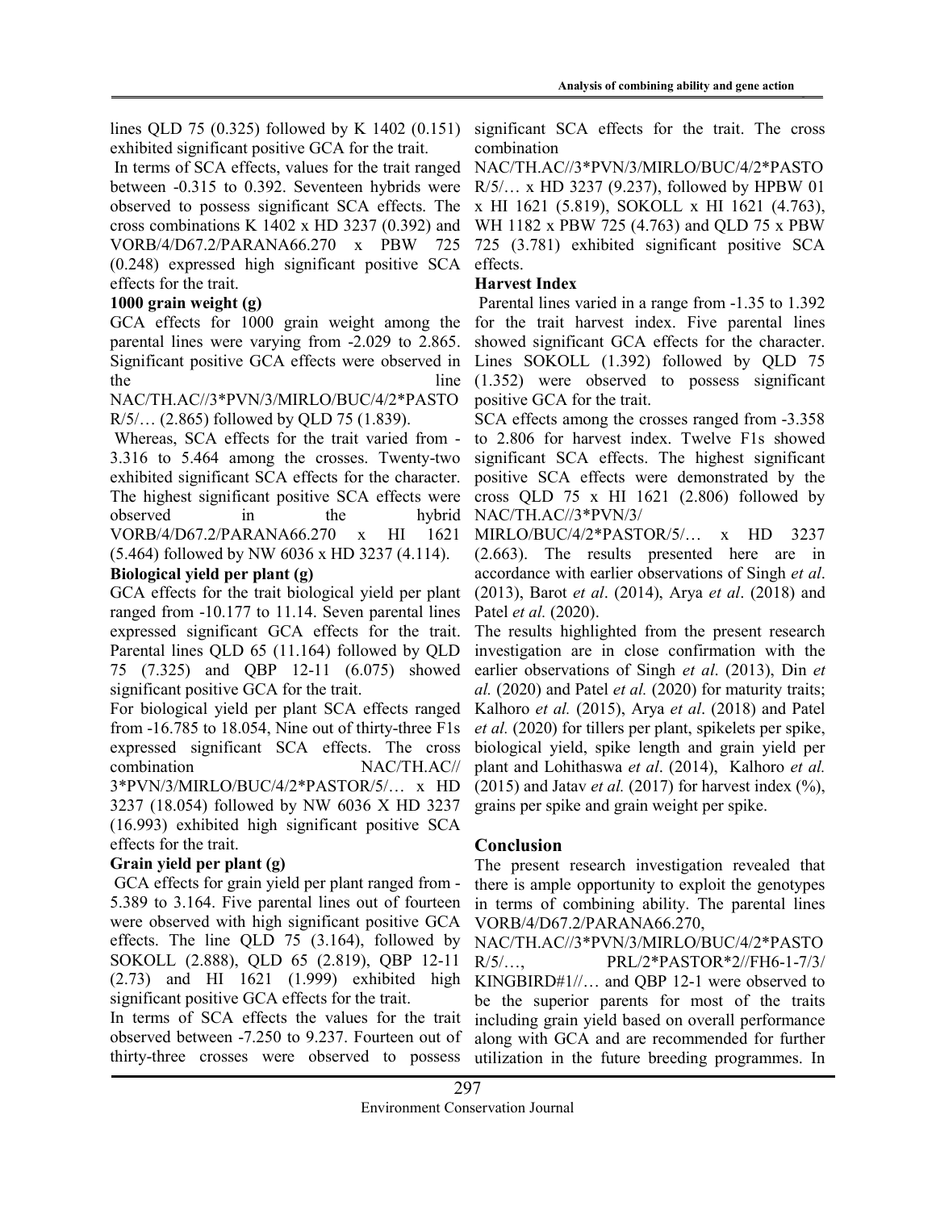lines QLD 75 (0.325) followed by K 1402 (0.151) exhibited significant positive GCA for the trait.

In terms of SCA effects, values for the trait ranged between -0.315 to 0.392. Seventeen hybrids were observed to possess significant SCA effects. The cross combinations K 1402 x HD 3237 (0.392) and VORB/4/D67.2/PARANA66.270 x PBW 725 (0.248) expressed high significant positive SCA effects for the trait.

### 1000 grain weight (g)

GCA effects for 1000 grain weight among the parental lines were varying from -2.029 to 2.865. Significant positive GCA effects were observed in the line NAC/TH.AC//3*PVN/3/MIRLO/BUC/4/2*PASTOR/5/… (2.865) followed by QLD 75 (1.839).

Whereas, SCA effects for the trait varied from -3.316 to 5.464 among the crosses. Twenty-two exhibited significant SCA effects for the character. The highest significant positive SCA effects were observed in the hybrid VORB/4/D67.2/PARANA66.270 x HI 1621 (5.464) followed by NW 6036 x HD 3237 (4.114).

### Biological yield per plant (g)

GCA effects for the trait biological yield per plant ranged from -10.177 to 11.14. Seven parental lines expressed significant GCA effects for the trait. Parental lines QLD 65 (11.164) followed by QLD 75 (7.325) and QBP 12-11 (6.075) showed significant positive GCA for the trait.

For biological yield per plant SCA effects ranged from -16.785 to 18.054, Nine out of thirty-three F1s expressed significant SCA effects. The cross combination NAC/TH.AC// 3*PVN/3/MIRLO/BUC/4/2*PASTOR/5/… x HD 3237 (18.054) followed by NW 6036 X HD 3237 (16.993) exhibited high significant positive SCA effects for the trait.

### Grain yield per plant (g)

GCA effects for grain yield per plant ranged from -5.389 to 3.164. Five parental lines out of fourteen were observed with high significant positive GCA effects. The line QLD 75 (3.164), followed by SOKOLL (2.888), QLD 65 (2.819), QBP 12-11 (2.73) and HI 1621 (1.999) exhibited high significant positive GCA effects for the trait.

In terms of SCA effects the values for the trait observed between -7.250 to 9.237. Fourteen out of thirty-three crosses were observed to possess significant SCA effects for the trait. The cross combination NAC/TH.AC//3*PVN/3/MIRLO/BUC/4/2*PASTOR/5/… x HD 3237 (9.237), followed by HPBW 01 x HI 1621 (5.819), SOKOLL x HI 1621 (4.763), WH 1182 x PBW 725 (4.763) and QLD 75 x PBW 725 (3.781) exhibited significant positive SCA effects.

### Harvest Index

Parental lines varied in a range from -1.35 to 1.392 for the trait harvest index. Five parental lines showed significant GCA effects for the character. Lines SOKOLL (1.392) followed by QLD 75 (1.352) were observed to possess significant positive GCA for the trait.

SCA effects among the crosses ranged from -3.358 to 2.806 for harvest index. Twelve F1s showed significant SCA effects. The highest significant positive SCA effects were demonstrated by the cross QLD 75 x HI 1621 (2.806) followed by NAC/TH.AC//3*PVN/3/MIRLO/BUC/4/2*PASTOR/5/… x HD 3237 (2.663). The results presented here are in accordance with earlier observations of Singh *et al*. (2013), Barot *et al*. (2014), Arya *et al*. (2018) and Patel *et al.* (2020).

The results highlighted from the present research investigation are in close confirmation with the earlier observations of Singh *et al*. (2013), Din *et al.* (2020) and Patel *et al.* (2020) for maturity traits; Kalhoro *et al.* (2015), Arya *et al*. (2018) and Patel *et al.* (2020) for tillers per plant, spikelets per spike, biological yield, spike length and grain yield per plant and Lohithaswa *et al*. (2014), Kalhoro *et al.* (2015) and Jatav *et al.* (2017) for harvest index (%), grains per spike and grain weight per spike.

## Conclusion

The present research investigation revealed that there is ample opportunity to exploit the genotypes in terms of combining ability. The parental lines VORB/4/D67.2/PARANA66.270, NAC/TH.AC//3*PVN/3/MIRLO/BUC/4/2*PASTOR/5/…, PRL/2*PASTOR*2//FH6-1-7/3/KINGBIRD#1//… and QBP 12-1 were observed to be the superior parents for most of the traits including grain yield based on overall performance along with GCA and are recommended for further utilization in the future breeding programmes. In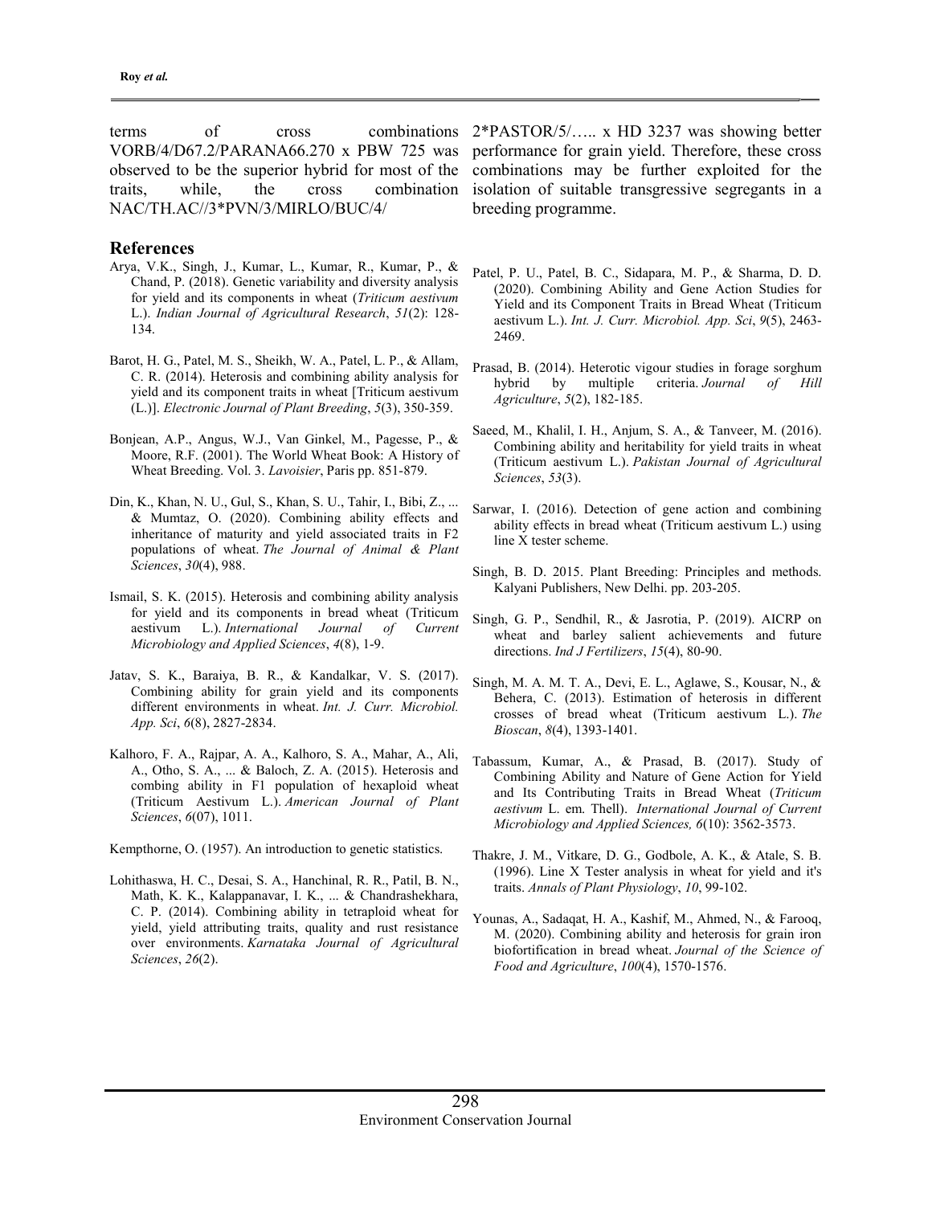terms of cross combinations VORB/4/D67.2/PARANA66.270 x PBW 725 was observed to be the superior hybrid for most of the traits, while, the cross combination NAC/TH.AC//3*PVN/3/MIRLO/BUC/4/ 2*PASTOR/5/….. x HD 3237 was showing better performance for grain yield. Therefore, these cross combinations may be further exploited for the isolation of suitable transgressive segregants in a breeding programme.

## References

Arya, V.K., Singh, J., Kumar, L., Kumar, R., Kumar, P., & Chand, P. (2018). Genetic variability and diversity analysis for yield and its components in wheat (*Triticum aestivum* L.). *Indian Journal of Agricultural Research*, *51*(2): 128-134.

Barot, H. G., Patel, M. S., Sheikh, W. A., Patel, L. P., & Allam, C. R. (2014). Heterosis and combining ability analysis for yield and its component traits in wheat [Triticum aestivum (L.)]. *Electronic Journal of Plant Breeding*, *5*(3), 350-359.

Bonjean, A.P., Angus, W.J., Van Ginkel, M., Pagesse, P., & Moore, R.F. (2001). The World Wheat Book: A History of Wheat Breeding. Vol. 3. *Lavoisier*, Paris pp. 851-879.

Din, K., Khan, N. U., Gul, S., Khan, S. U., Tahir, I., Bibi, Z., ... & Mumtaz, O. (2020). Combining ability effects and inheritance of maturity and yield associated traits in F2 populations of wheat. *The Journal of Animal & Plant Sciences*, *30*(4), 988.

Ismail, S. K. (2015). Heterosis and combining ability analysis for yield and its components in bread wheat (Triticum aestivum L.). *International Journal of Current Microbiology and Applied Sciences*, *4*(8), 1-9.

Jatav, S. K., Baraiya, B. R., & Kandalkar, V. S. (2017). Combining ability for grain yield and its components different environments in wheat. *Int. J. Curr. Microbiol. App. Sci*, *6*(8), 2827-2834.

Kalhoro, F. A., Rajpar, A. A., Kalhoro, S. A., Mahar, A., Ali, A., Otho, S. A., ... & Baloch, Z. A. (2015). Heterosis and combing ability in F1 population of hexaploid wheat (Triticum Aestivum L.). *American Journal of Plant Sciences*, *6*(07), 1011.

Kempthorne, O. (1957). An introduction to genetic statistics.

Lohithaswa, H. C., Desai, S. A., Hanchinal, R. R., Patil, B. N., Math, K. K., Kalappanavar, I. K., ... & Chandrashekhara, C. P. (2014). Combining ability in tetraploid wheat for yield, yield attributing traits, quality and rust resistance over environments. *Karnataka Journal of Agricultural Sciences*, *26*(2).

Patel, P. U., Patel, B. C., Sidapara, M. P., & Sharma, D. D. (2020). Combining Ability and Gene Action Studies for Yield and its Component Traits in Bread Wheat (Triticum aestivum L.). *Int. J. Curr. Microbiol. App. Sci*, *9*(5), 2463-2469.

Prasad, B. (2014). Heterotic vigour studies in forage sorghum hybrid by multiple criteria. *Journal of Hill Agriculture*, *5*(2), 182-185.

Saeed, M., Khalil, I. H., Anjum, S. A., & Tanveer, M. (2016). Combining ability and heritability for yield traits in wheat (Triticum aestivum L.). *Pakistan Journal of Agricultural Sciences*, *53*(3).

Sarwar, I. (2016). Detection of gene action and combining ability effects in bread wheat (Triticum aestivum L.) using line X tester scheme.

Singh, B. D. 2015. Plant Breeding: Principles and methods. Kalyani Publishers, New Delhi. pp. 203-205.

Singh, G. P., Sendhil, R., & Jasrotia, P. (2019). AICRP on wheat and barley salient achievements and future directions. *Ind J Fertilizers*, *15*(4), 80-90.

Singh, M. A. M. T. A., Devi, E. L., Aglawe, S., Kousar, N., & Behera, C. (2013). Estimation of heterosis in different crosses of bread wheat (Triticum aestivum L.). *The Bioscan*, *8*(4), 1393-1401.

Tabassum, Kumar, A., & Prasad, B. (2017). Study of Combining Ability and Nature of Gene Action for Yield and Its Contributing Traits in Bread Wheat (*Triticum aestivum* L. em. Thell). *International Journal of Current Microbiology and Applied Sciences, 6*(10): 3562-3573.

Thakre, J. M., Vitkare, D. G., Godbole, A. K., & Atale, S. B. (1996). Line X Tester analysis in wheat for yield and it's traits. *Annals of Plant Physiology*, *10*, 99-102.

Younas, A., Sadaqat, H. A., Kashif, M., Ahmed, N., & Farooq, M. (2020). Combining ability and heterosis for grain iron biofortification in bread wheat. *Journal of the Science of Food and Agriculture*, *100*(4), 1570-1576.